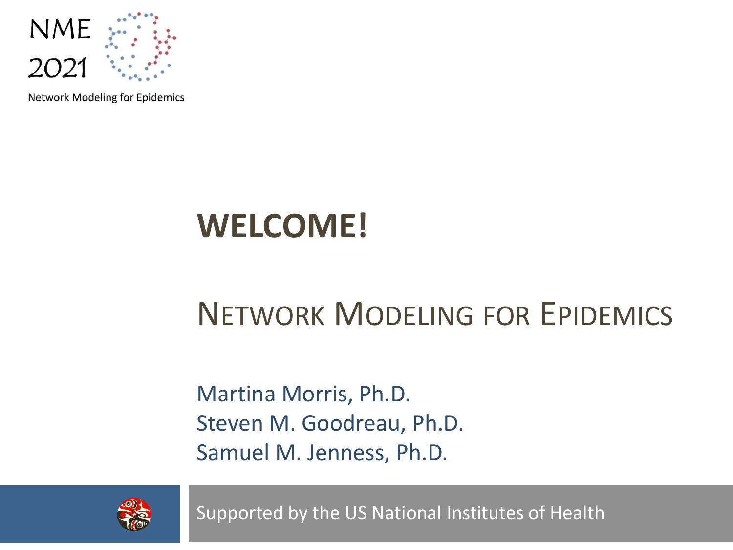NME 2021

Network Modeling for Epidemics

# WELCOME!

## Network Modeling for Epidemics

Martina Morris, Ph.D.
Steven M. Goodreau, Ph.D.
Samuel M. Jenness, Ph.D.

Supported by the US National Institutes of Health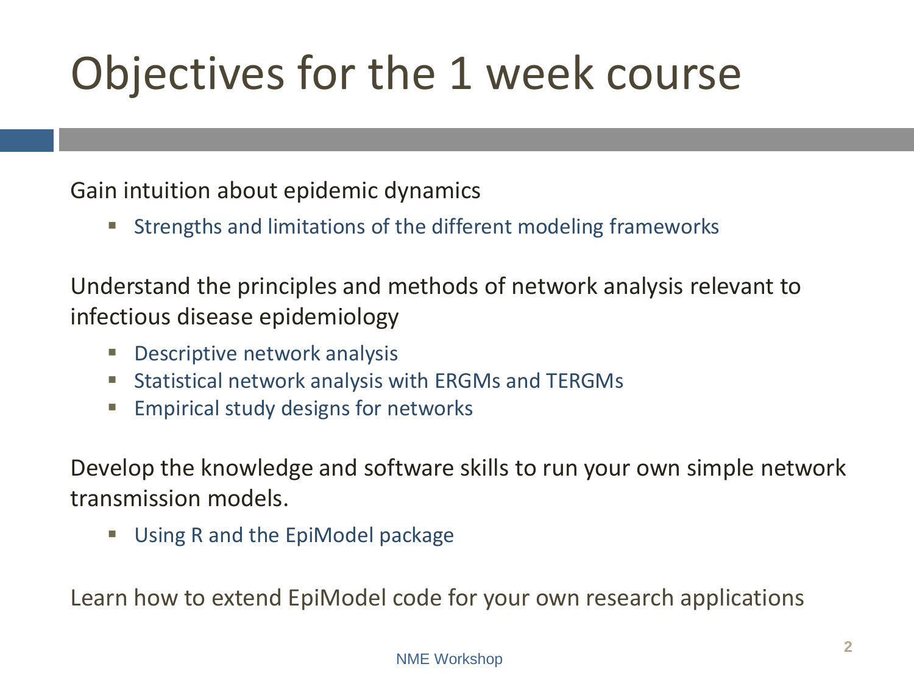# Objectives for the 1 week course

Gain intuition about epidemic dynamics

- Strengths and limitations of the different modeling frameworks

Understand the principles and methods of network analysis relevant to infectious disease epidemiology

- Descriptive network analysis
- Statistical network analysis with ERGMs and TERGMs
- Empirical study designs for networks

Develop the knowledge and software skills to run your own simple network transmission models.

- Using R and the EpiModel package

Learn how to extend EpiModel code for your own research applications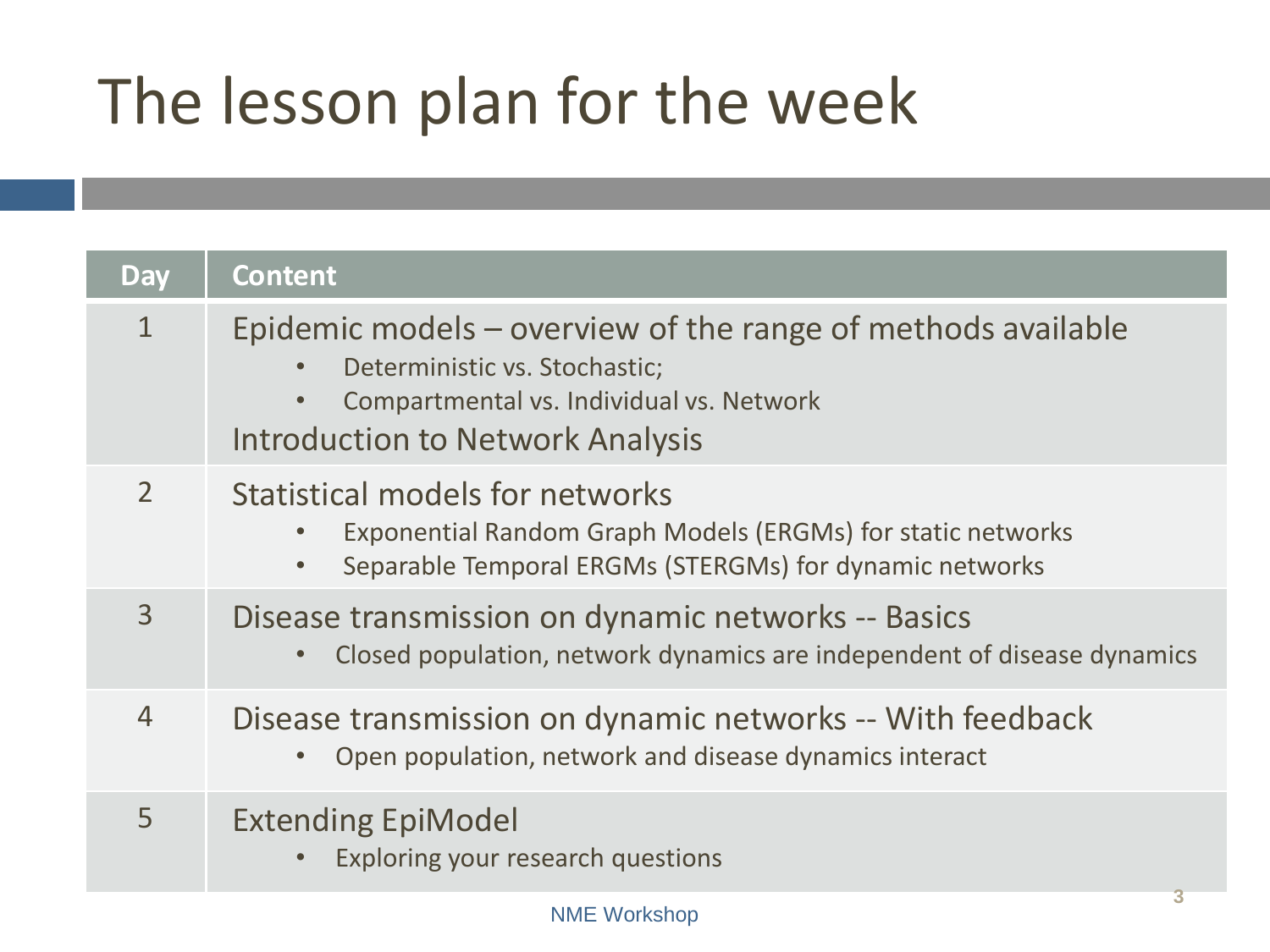# The lesson plan for the week

| Day | Content |
|---|---|
| 1 | Epidemic models – overview of the range of methods available<br>• Deterministic vs. Stochastic;<br>• Compartmental vs. Individual vs. Network<br>Introduction to Network Analysis |
| 2 | Statistical models for networks<br>• Exponential Random Graph Models (ERGMs) for static networks<br>• Separable Temporal ERGMs (STERGMs) for dynamic networks |
| 3 | Disease transmission on dynamic networks -- Basics<br>• Closed population, network dynamics are independent of disease dynamics |
| 4 | Disease transmission on dynamic networks -- With feedback<br>• Open population, network and disease dynamics interact |
| 5 | Extending EpiModel<br>• Exploring your research questions |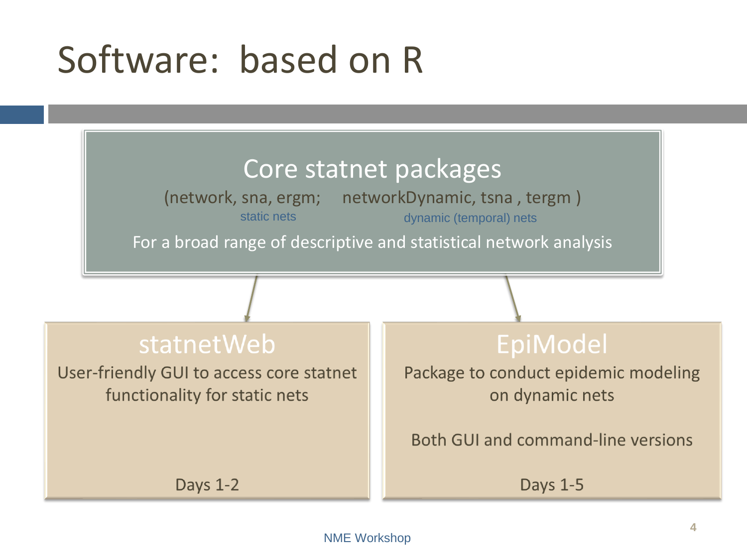# Software: based on R

## Core statnet packages

(network, sna, ergm; networkDynamic, tsna , tergm )

static nets — dynamic (temporal) nets

For a broad range of descriptive and statistical network analysis

### statnetWeb

User-friendly GUI to access core statnet functionality for static nets

Days 1-2

### EpiModel

Package to conduct epidemic modeling on dynamic nets

Both GUI and command-line versions

Days 1-5

NME Workshop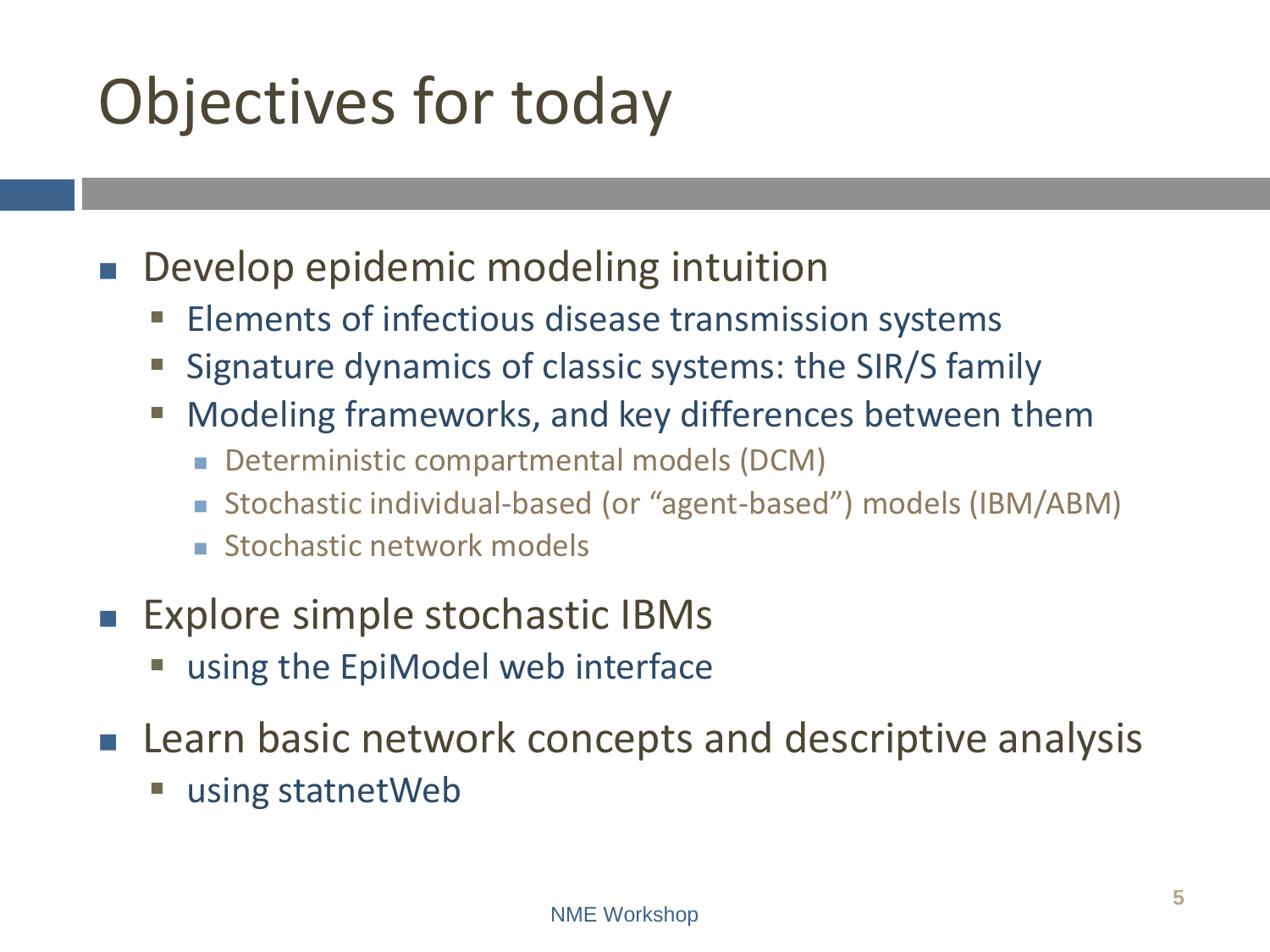# Objectives for today

- Develop epidemic modeling intuition
  - Elements of infectious disease transmission systems
  - Signature dynamics of classic systems: the SIR/S family
  - Modeling frameworks, and key differences between them
    - Deterministic compartmental models (DCM)
    - Stochastic individual-based (or "agent-based") models (IBM/ABM)
    - Stochastic network models
- Explore simple stochastic IBMs
  - using the EpiModel web interface
- Learn basic network concepts and descriptive analysis
  - using statnetWeb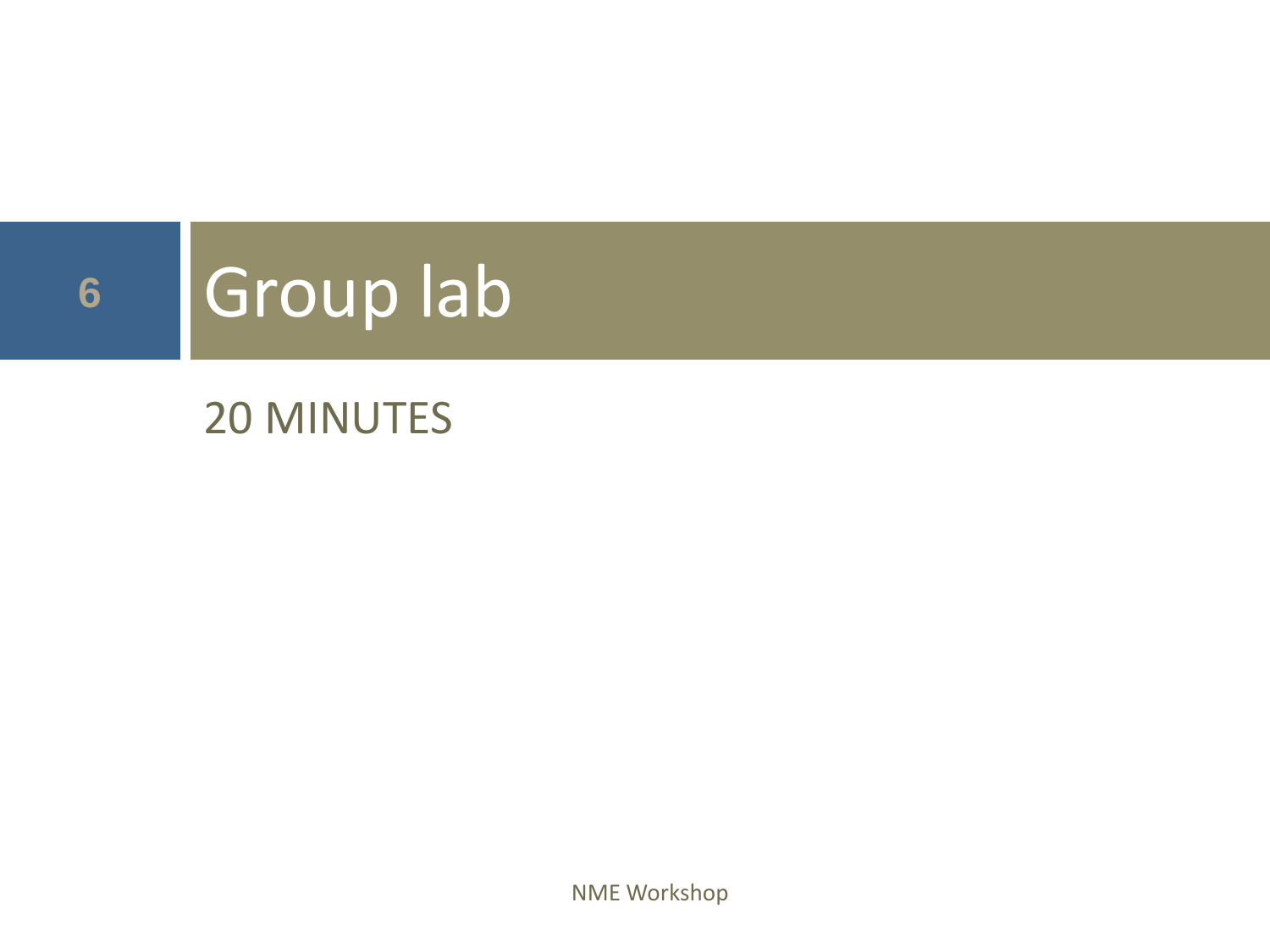# Group lab

20 MINUTES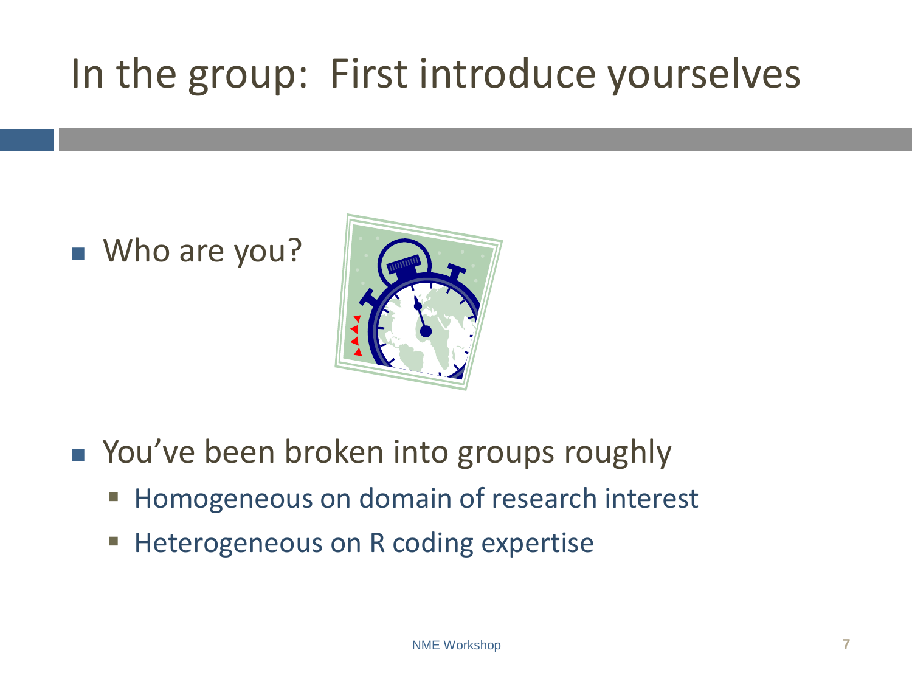# In the group: First introduce yourselves

- Who are you?

- You've been broken into groups roughly
  - Homogeneous on domain of research interest
  - Heterogeneous on R coding expertise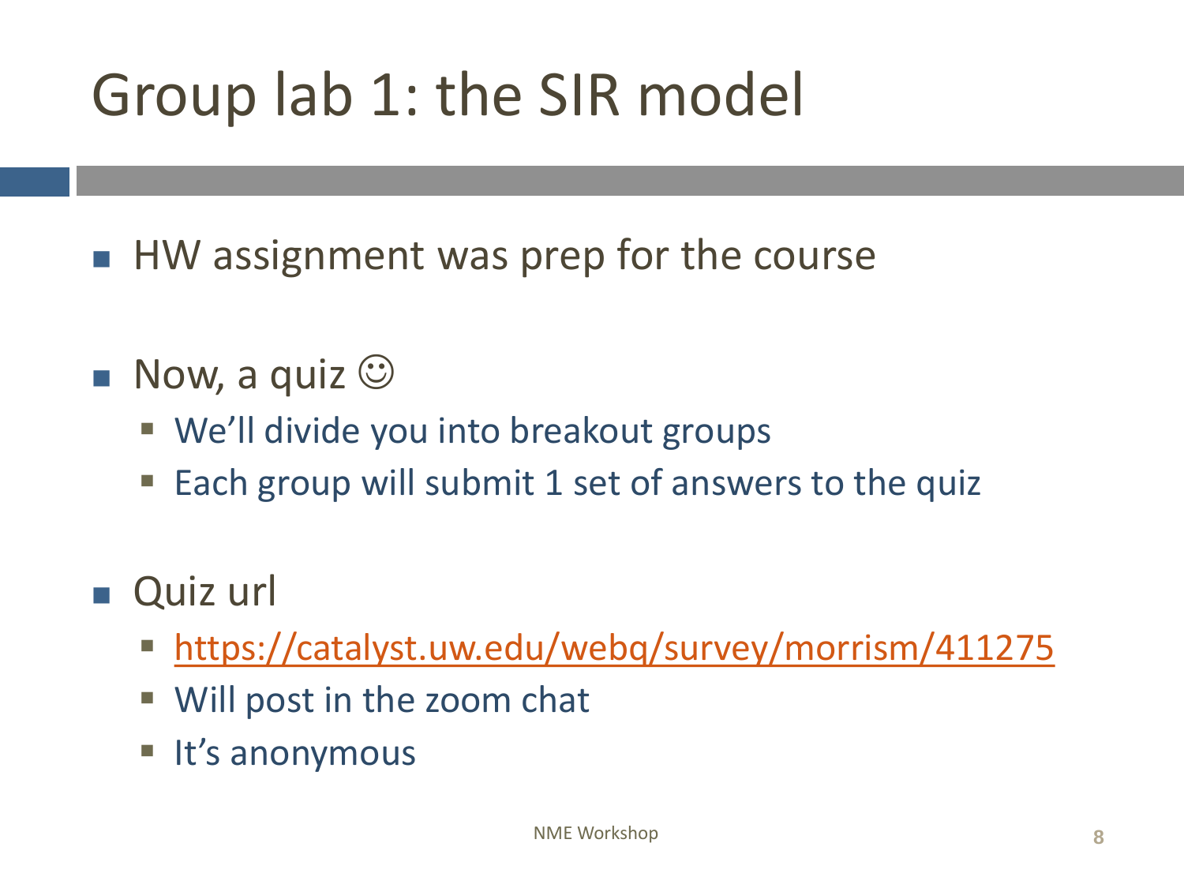# Group lab 1: the SIR model

- HW assignment was prep for the course

- Now, a quiz ☺
  - We'll divide you into breakout groups
  - Each group will submit 1 set of answers to the quiz

- Quiz url
  - https://catalyst.uw.edu/webq/survey/morrism/411275
  - Will post in the zoom chat
  - It's anonymous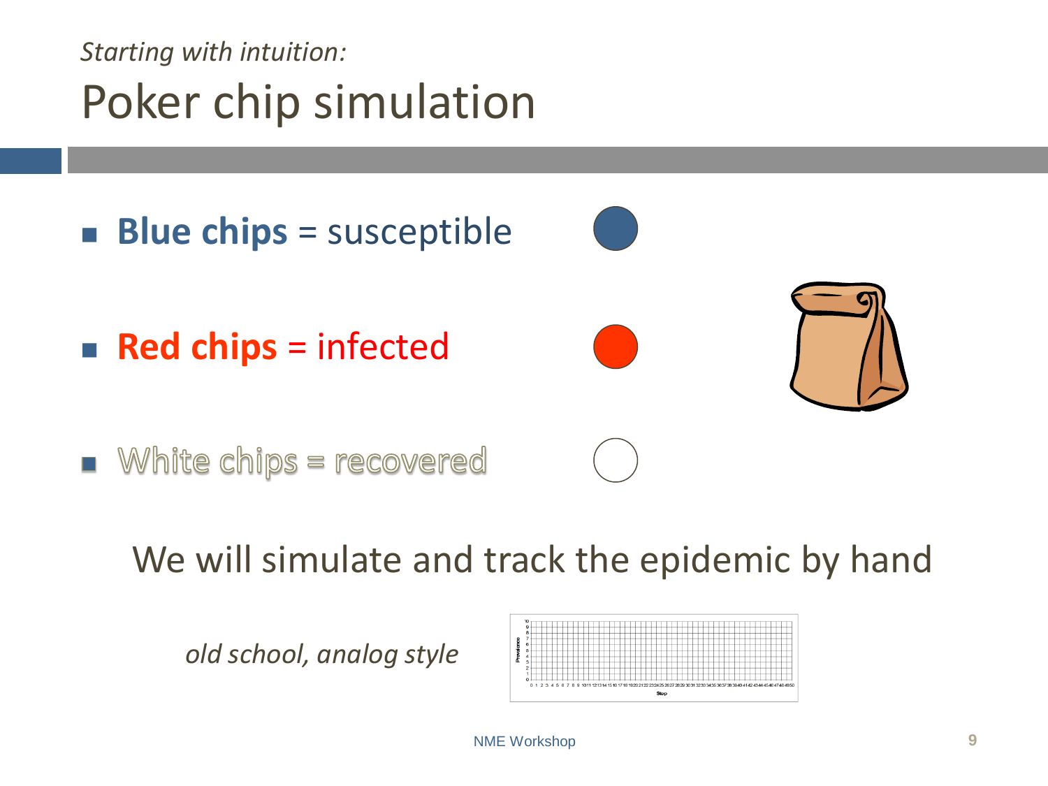*Starting with intuition:*

# Poker chip simulation

- **Blue chips** = susceptible
- **Red chips** = infected
- White chips = recovered

We will simulate and track the epidemic by hand

*old school, analog style*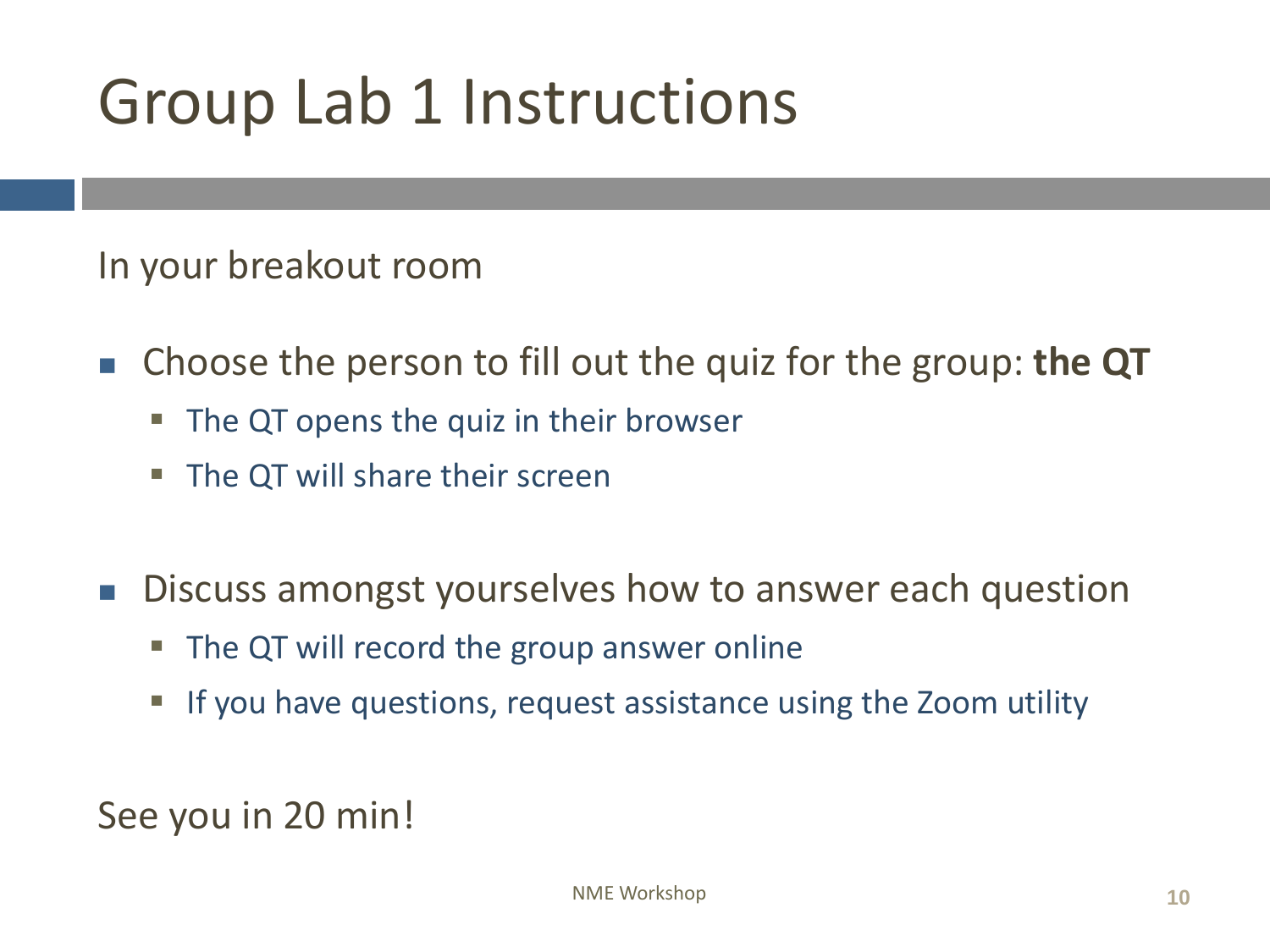# Group Lab 1 Instructions

In your breakout room

- Choose the person to fill out the quiz for the group: **the QT**
  - The QT opens the quiz in their browser
  - The QT will share their screen

- Discuss amongst yourselves how to answer each question
  - The QT will record the group answer online
  - If you have questions, request assistance using the Zoom utility

See you in 20 min!